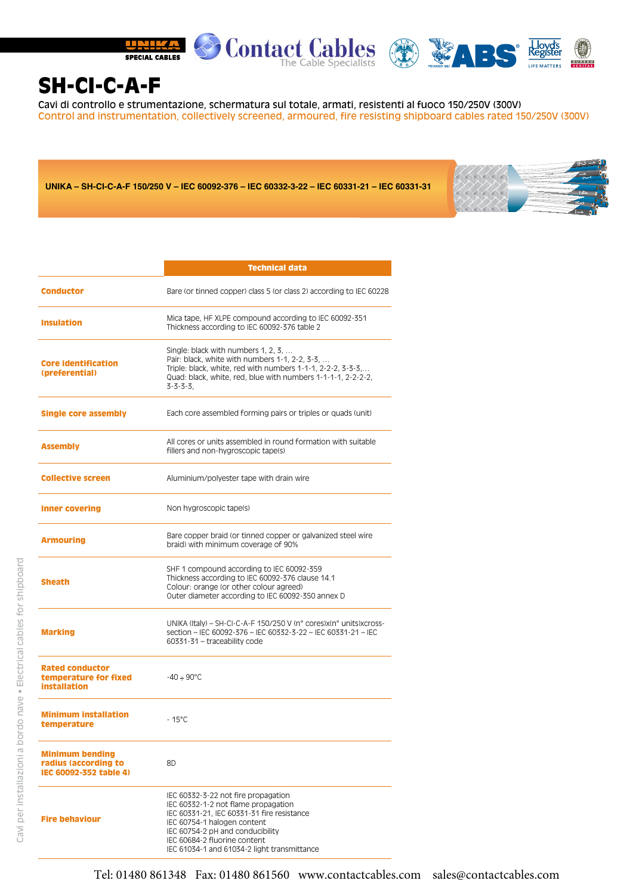# SH-CI-C-A-F

Cavi di controllo e strumentazione, schermatura sul totale, armati, resistenti al fuoco 150/250V (300V)

Control and instrumentation, collectively screened, armoured, fire resisting shipboard cables rated 150/250V (300V)

**UNIKA – SH-CI-C-A-F 150/250 V – IEC 60092-376 – IEC 60332-3-22 – IEC 60331-21 – IEC 60331-31**

| | Technical data |
|---|---|
| **Conductor** | Bare (or tinned copper) class 5 (or class 2) according to IEC 60228 |
| **Insulation** | Mica tape, HF XLPE compound according to IEC 60092-351<br>Thickness according to IEC 60092-376 table 2 |
| **Core identification (preferential)** | Single: black with numbers 1, 2, 3, …<br>Pair: black, white with numbers 1-1, 2-2, 3-3, …<br>Triple: black, white, red with numbers 1-1-1, 2-2-2, 3-3-3,…<br>Quad: black, white, red, blue with numbers 1-1-1-1, 2-2-2-2, 3-3-3-3, |
| **Single core assembly** | Each core assembled forming pairs or triples or quads (unit) |
| **Assembly** | All cores or units assembled in round formation with suitable fillers and non-hygroscopic tape(s) |
| **Collective screen** | Aluminium/polyester tape with drain wire |
| **Inner covering** | Non hygroscopic tape(s) |
| **Armouring** | Bare copper braid (or tinned copper or galvanized steel wire braid) with minimum coverage of 90% |
| **Sheath** | SHF 1 compound according to IEC 60092-359<br>Thickness according to IEC 60092-376 clause 14.1<br>Colour: orange (or other colour agreed)<br>Outer diameter according to IEC 60092-350 annex D |
| **Marking** | UNIKA (Italy) – SH-CI-C-A-F 150/250 V (n° cores)x(n° units)xcross-section – IEC 60092-376 – IEC 60332-3-22 – IEC 60331-21 – IEC 60331-31 – traceability code |
| **Rated conductor temperature for fixed installation** | -40 ÷ 90°C |
| **Minimum installation temperature** | - 15°C |
| **Minimum bending radius (according to IEC 60092-352 table 4)** | 8D |
| **Fire behaviour** | IEC 60332-3-22 not fire propagation<br>IEC 60332-1-2 not flame propagation<br>IEC 60331-21, IEC 60331-31 fire resistance<br>IEC 60754-1 halogen content<br>IEC 60754-2 pH and conducibility<br>IEC 60684-2 fluorine content<br>IEC 61034-1 and 61034-2 light transmittance |

Tel: 01480 861348 Fax: 01480 861560 www.contactcables.com sales@contactcables.com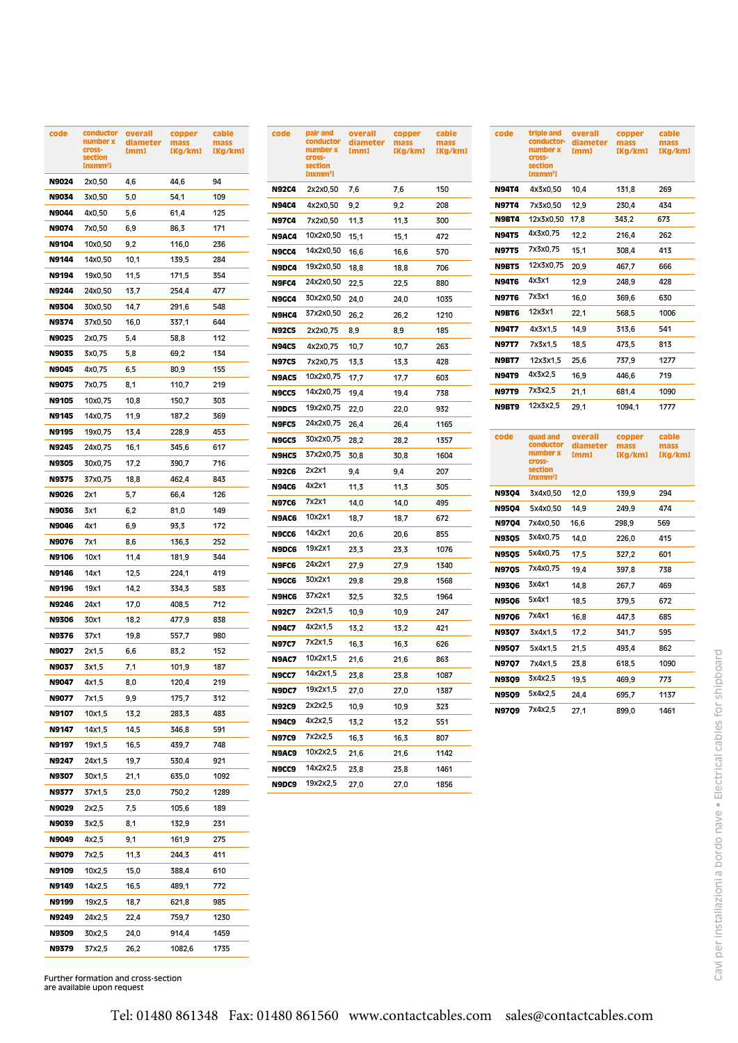| code | conductor number x cross-section [nxmm²] | overall diameter [mm] | copper mass [Kg/km] | cable mass [Kg/km] |
|---|---|---|---|---|
| N9024 | 2x0,50 | 4,6 | 44,6 | 94 |
| N9034 | 3x0,50 | 5,0 | 54,1 | 109 |
| N9044 | 4x0,50 | 5,6 | 61,4 | 125 |
| N9074 | 7x0,50 | 6,9 | 86,3 | 171 |
| N9104 | 10x0,50 | 9,2 | 116,0 | 236 |
| N9144 | 14x0,50 | 10,1 | 139,5 | 284 |
| N9194 | 19x0,50 | 11,5 | 171,5 | 354 |
| N9244 | 24x0,50 | 13,7 | 254,4 | 477 |
| N9304 | 30x0,50 | 14,7 | 291,6 | 548 |
| N9374 | 37x0,50 | 16,0 | 337,1 | 644 |
| N9025 | 2x0,75 | 5,4 | 58,8 | 112 |
| N9035 | 3x0,75 | 5,8 | 69,2 | 134 |
| N9045 | 4x0,75 | 6,5 | 80,9 | 155 |
| N9075 | 7x0,75 | 8,1 | 110,7 | 219 |
| N9105 | 10x0,75 | 10,8 | 150,7 | 303 |
| N9145 | 14x0,75 | 11,9 | 187,2 | 369 |
| N9195 | 19x0,75 | 13,4 | 228,9 | 453 |
| N9245 | 24x0,75 | 16,1 | 345,6 | 617 |
| N9305 | 30x0,75 | 17,2 | 390,7 | 716 |
| N9375 | 37x0,75 | 18,8 | 462,4 | 843 |
| N9026 | 2x1 | 5,7 | 66,4 | 126 |
| N9036 | 3x1 | 6,2 | 81,0 | 149 |
| N9046 | 4x1 | 6,9 | 93,3 | 172 |
| N9076 | 7x1 | 8,6 | 136,3 | 252 |
| N9106 | 10x1 | 11,4 | 181,9 | 344 |
| N9146 | 14x1 | 12,5 | 224,1 | 419 |
| N9196 | 19x1 | 14,2 | 334,3 | 583 |
| N9246 | 24x1 | 17,0 | 408,5 | 712 |
| N9306 | 30x1 | 18,2 | 477,9 | 838 |
| N9376 | 37x1 | 19,8 | 557,7 | 980 |
| N9027 | 2x1,5 | 6,6 | 83,2 | 152 |
| N9037 | 3x1,5 | 7,1 | 101,9 | 187 |
| N9047 | 4x1,5 | 8,0 | 120,4 | 219 |
| N9077 | 7x1,5 | 9,9 | 175,7 | 312 |
| N9107 | 10x1,5 | 13,2 | 283,3 | 483 |
| N9147 | 14x1,5 | 14,5 | 346,8 | 591 |
| N9197 | 19x1,5 | 16,5 | 439,7 | 748 |
| N9247 | 24x1,5 | 19,7 | 530,4 | 921 |
| N9307 | 30x1,5 | 21,1 | 635,0 | 1092 |
| N9377 | 37x1,5 | 23,0 | 750,2 | 1289 |
| N9029 | 2x2,5 | 7,5 | 105,6 | 189 |
| N9039 | 3x2,5 | 8,1 | 132,9 | 231 |
| N9049 | 4x2,5 | 9,1 | 161,9 | 275 |
| N9079 | 7x2,5 | 11,3 | 244,3 | 411 |
| N9109 | 10x2,5 | 15,0 | 388,4 | 610 |
| N9149 | 14x2,5 | 16,5 | 489,1 | 772 |
| N9199 | 19x2,5 | 18,7 | 621,8 | 985 |
| N9249 | 24x2,5 | 22,4 | 759,7 | 1230 |
| N9309 | 30x2,5 | 24,0 | 914,4 | 1459 |
| N9379 | 37x2,5 | 26,2 | 1082,6 | 1735 |

Further formation and cross-section are available upon request

| code | pair and conductor number x cross-section [nxmm²] | overall diameter [mm] | copper mass [Kg/km] | cable mass [Kg/km] |
|---|---|---|---|---|
| N92C4 | 2x2x0,50 | 7,6 | 7,6 | 150 |
| N94C4 | 4x2x0,50 | 9,2 | 9,2 | 208 |
| N97C4 | 7x2x0,50 | 11,3 | 11,3 | 300 |
| N9AC4 | 10x2x0,50 | 15,1 | 15,1 | 472 |
| N9CC4 | 14x2x0,50 | 16,6 | 16,6 | 570 |
| N9DC4 | 19x2x0,50 | 18,8 | 18,8 | 706 |
| N9FC4 | 24x2x0,50 | 22,5 | 22,5 | 880 |
| N9GC4 | 30x2x0,50 | 24,0 | 24,0 | 1035 |
| N9HC4 | 37x2x0,50 | 26,2 | 26,2 | 1210 |
| N92C5 | 2x2x0,75 | 8,9 | 8,9 | 185 |
| N94C5 | 4x2x0,75 | 10,7 | 10,7 | 263 |
| N97C5 | 7x2x0,75 | 13,3 | 13,3 | 428 |
| N9AC5 | 10x2x0,75 | 17,7 | 17,7 | 603 |
| N9CC5 | 14x2x0,75 | 19,4 | 19,4 | 738 |
| N9DC5 | 19x2x0,75 | 22,0 | 22,0 | 932 |
| N9FC5 | 24x2x0,75 | 26,4 | 26,4 | 1165 |
| N9GC5 | 30x2x0,75 | 28,2 | 28,2 | 1357 |
| N9HC5 | 37x2x0,75 | 30,8 | 30,8 | 1604 |
| N92C6 | 2x2x1 | 9,4 | 9,4 | 207 |
| N94C6 | 4x2x1 | 11,3 | 11,3 | 305 |
| N97C6 | 7x2x1 | 14,0 | 14,0 | 495 |
| N9AC6 | 10x2x1 | 18,7 | 18,7 | 672 |
| N9CC6 | 14x2x1 | 20,6 | 20,6 | 855 |
| N9DC6 | 19x2x1 | 23,3 | 23,3 | 1076 |
| N9FC6 | 24x2x1 | 27,9 | 27,9 | 1340 |
| N9GC6 | 30x2x1 | 29,8 | 29,8 | 1568 |
| N9HC6 | 37x2x1 | 32,5 | 32,5 | 1964 |
| N92C7 | 2x2x1,5 | 10,9 | 10,9 | 247 |
| N94C7 | 4x2x1,5 | 13,2 | 13,2 | 421 |
| N97C7 | 7x2x1,5 | 16,3 | 16,3 | 626 |
| N9AC7 | 10x2x1,5 | 21,6 | 21,6 | 863 |
| N9CC7 | 14x2x1,5 | 23,8 | 23,8 | 1087 |
| N9DC7 | 19x2x1,5 | 27,0 | 27,0 | 1387 |
| N92C9 | 2x2x2,5 | 10,9 | 10,9 | 323 |
| N94C9 | 4x2x2,5 | 13,2 | 13,2 | 551 |
| N97C9 | 7x2x2,5 | 16,3 | 16,3 | 807 |
| N9AC9 | 10x2x2,5 | 21,6 | 21,6 | 1142 |
| N9CC9 | 14x2x2,5 | 23,8 | 23,8 | 1461 |
| N9DC9 | 19x2x2,5 | 27,0 | 27,0 | 1856 |

| code | triple and conductor-number x cross-section [nxmm²] | overall diameter [mm] | copper mass [Kg/km] | cable mass [Kg/km] |
|---|---|---|---|---|
| N94T4 | 4x3x0,50 | 10,4 | 131,8 | 269 |
| N97T4 | 7x3x0,50 | 12,9 | 230,4 | 434 |
| N9BT4 | 12x3x0,50 | 17,8 | 343,2 | 673 |
| N94T5 | 4x3x0,75 | 12,2 | 216,4 | 262 |
| N97T5 | 7x3x0,75 | 15,1 | 308,4 | 413 |
| N9BT5 | 12x3x0,75 | 20,9 | 467,7 | 666 |
| N94T6 | 4x3x1 | 12,9 | 248,9 | 428 |
| N97T6 | 7x3x1 | 16,0 | 369,6 | 630 |
| N9BT6 | 12x3x1 | 22,1 | 568,5 | 1006 |
| N94T7 | 4x3x1,5 | 14,9 | 313,6 | 541 |
| N97T7 | 7x3x1,5 | 18,5 | 473,5 | 813 |
| N9BT7 | 12x3x1,5 | 25,6 | 737,9 | 1277 |
| N94T9 | 4x3x2,5 | 16,9 | 446,6 | 719 |
| N97T9 | 7x3x2,5 | 21,1 | 681,4 | 1090 |
| N9BT9 | 12x3x2,5 | 29,1 | 1094,1 | 1777 |

| code | quad and conductor number x cross-section [nxmm²] | overall diameter [mm] | copper mass [Kg/km] | cable mass [Kg/km] |
|---|---|---|---|---|
| N93Q4 | 3x4x0,50 | 12,0 | 139,9 | 294 |
| N95Q4 | 5x4x0,50 | 14,9 | 249,9 | 474 |
| N97Q4 | 7x4x0,50 | 16,6 | 298,9 | 569 |
| N93Q5 | 3x4x0,75 | 14,0 | 226,0 | 415 |
| N95Q5 | 5x4x0,75 | 17,5 | 327,2 | 601 |
| N97Q5 | 7x4x0,75 | 19,4 | 397,8 | 738 |
| N93Q6 | 3x4x1 | 14,8 | 267,7 | 469 |
| N95Q6 | 5x4x1 | 18,5 | 379,5 | 672 |
| N97Q6 | 7x4x1 | 16,8 | 447,3 | 685 |
| N93Q7 | 3x4x1,5 | 17,2 | 341,7 | 595 |
| N95Q7 | 5x4x1,5 | 21,5 | 493,4 | 862 |
| N97Q7 | 7x4x1,5 | 23,8 | 618,5 | 1090 |
| N93Q9 | 3x4x2,5 | 19,5 | 469,9 | 773 |
| N95Q9 | 5x4x2,5 | 24,4 | 695,7 | 1137 |
| N97Q9 | 7x4x2,5 | 27,1 | 899,0 | 1461 |

Cavi per installazioni a bordo nave • Electrical cables for shipboard

Tel: 01480 861348 Fax: 01480 861560 www.contactcables.com sales@contactcables.com